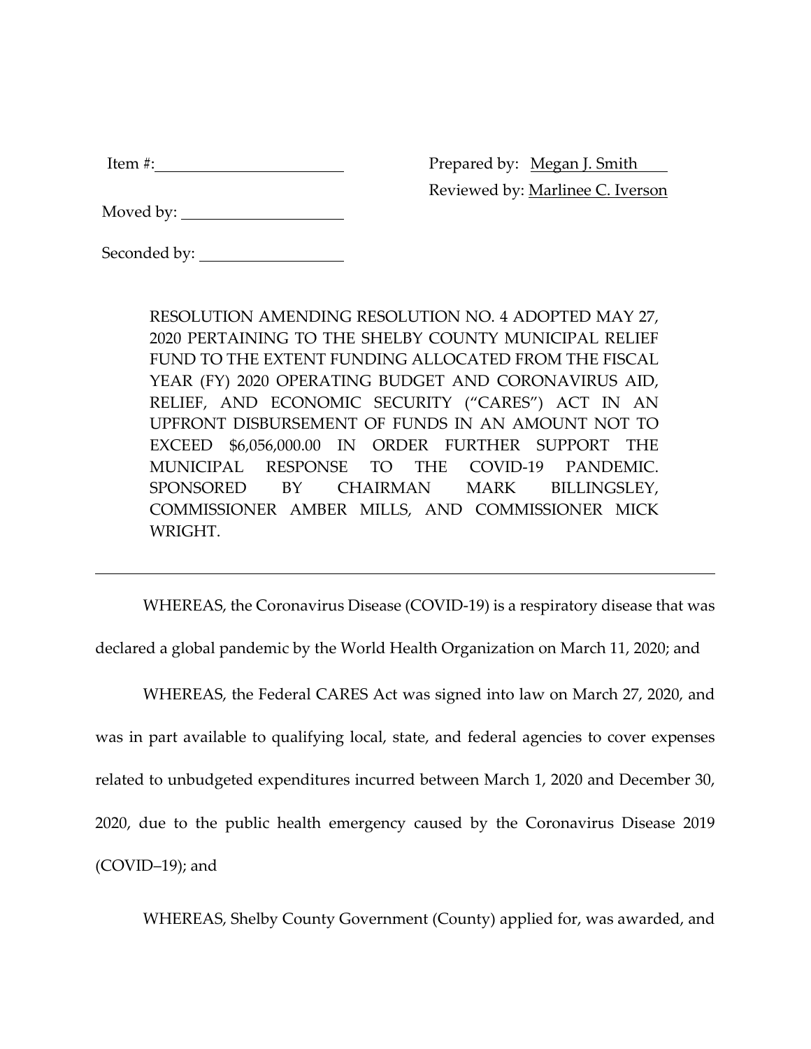Item #: \_\_\_\_\_\_\_\_\_\_\_\_\_\_\_\_\_\_\_\_\_\_

Prepared by: Megan J. Smith

Reviewed by: Marlinee C. Iverson

Moved by: \_\_\_\_\_\_\_\_\_\_\_\_\_\_\_\_\_\_\_\_

Seconded by: \_\_\_\_\_\_\_\_\_\_\_\_\_\_\_\_\_\_

RESOLUTION AMENDING RESOLUTION NO. 4 ADOPTED MAY 27, 2020 PERTAINING TO THE SHELBY COUNTY MUNICIPAL RELIEF FUND TO THE EXTENT FUNDING ALLOCATED FROM THE FISCAL YEAR (FY) 2020 OPERATING BUDGET AND CORONAVIRUS AID, RELIEF, AND ECONOMIC SECURITY ("CARES") ACT IN AN UPFRONT DISBURSEMENT OF FUNDS IN AN AMOUNT NOT TO EXCEED $6,056,000.00 IN ORDER FURTHER SUPPORT THE MUNICIPAL RESPONSE TO THE COVID-19 PANDEMIC. SPONSORED BY CHAIRMAN MARK BILLINGSLEY, COMMISSIONER AMBER MILLS, AND COMMISSIONER MICK WRIGHT.

---

WHEREAS, the Coronavirus Disease (COVID-19) is a respiratory disease that was declared a global pandemic by the World Health Organization on March 11, 2020; and

WHEREAS, the Federal CARES Act was signed into law on March 27, 2020, and was in part available to qualifying local, state, and federal agencies to cover expenses related to unbudgeted expenditures incurred between March 1, 2020 and December 30, 2020, due to the public health emergency caused by the Coronavirus Disease 2019 (COVID–19); and

WHEREAS, Shelby County Government (County) applied for, was awarded, and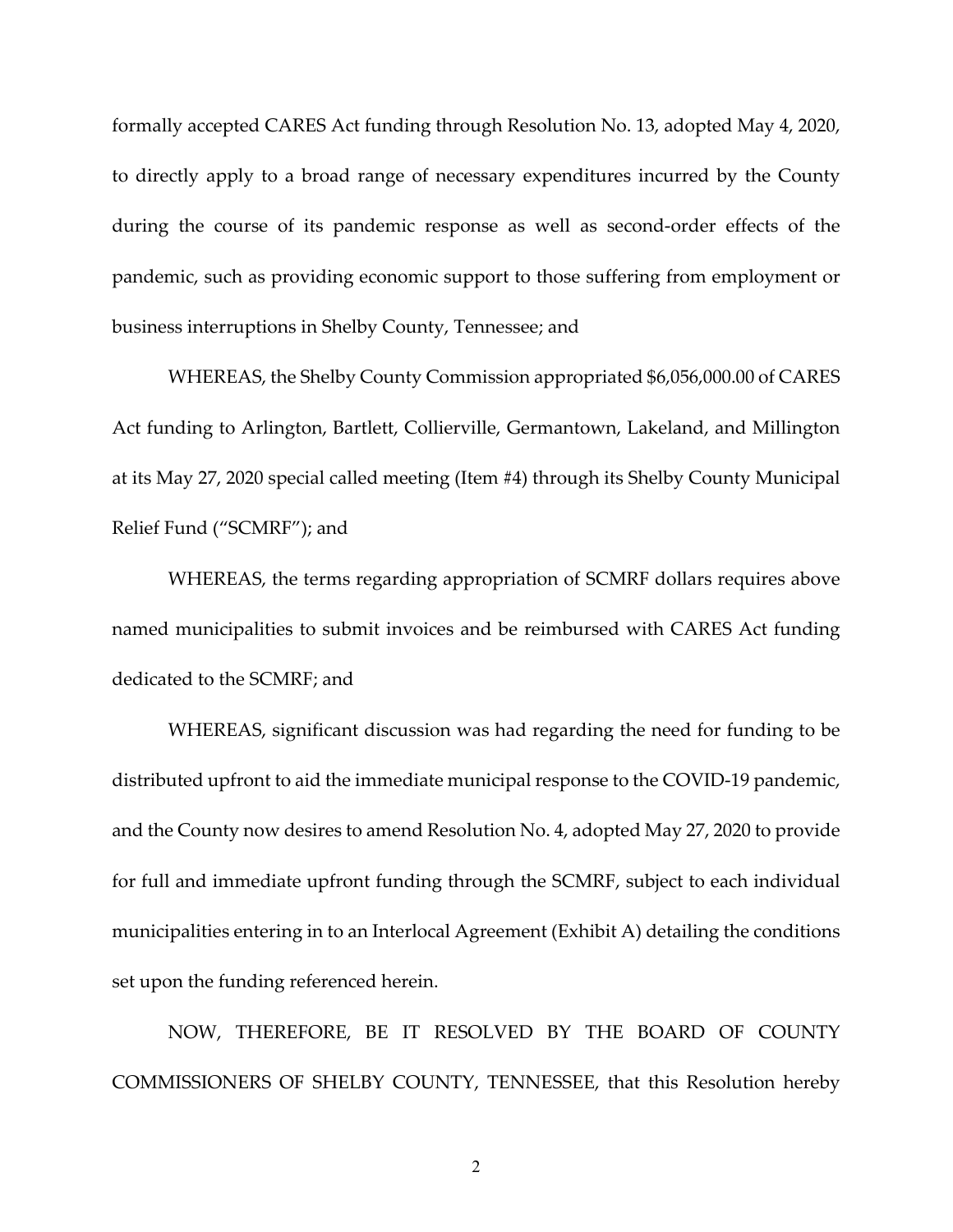formally accepted CARES Act funding through Resolution No. 13, adopted May 4, 2020, to directly apply to a broad range of necessary expenditures incurred by the County during the course of its pandemic response as well as second-order effects of the pandemic, such as providing economic support to those suffering from employment or business interruptions in Shelby County, Tennessee; and

WHEREAS, the Shelby County Commission appropriated $6,056,000.00 of CARES Act funding to Arlington, Bartlett, Collierville, Germantown, Lakeland, and Millington at its May 27, 2020 special called meeting (Item #4) through its Shelby County Municipal Relief Fund ("SCMRF"); and

WHEREAS, the terms regarding appropriation of SCMRF dollars requires above named municipalities to submit invoices and be reimbursed with CARES Act funding dedicated to the SCMRF; and

WHEREAS, significant discussion was had regarding the need for funding to be distributed upfront to aid the immediate municipal response to the COVID-19 pandemic, and the County now desires to amend Resolution No. 4, adopted May 27, 2020 to provide for full and immediate upfront funding through the SCMRF, subject to each individual municipalities entering in to an Interlocal Agreement (Exhibit A) detailing the conditions set upon the funding referenced herein.

NOW, THEREFORE, BE IT RESOLVED BY THE BOARD OF COUNTY COMMISSIONERS OF SHELBY COUNTY, TENNESSEE, that this Resolution hereby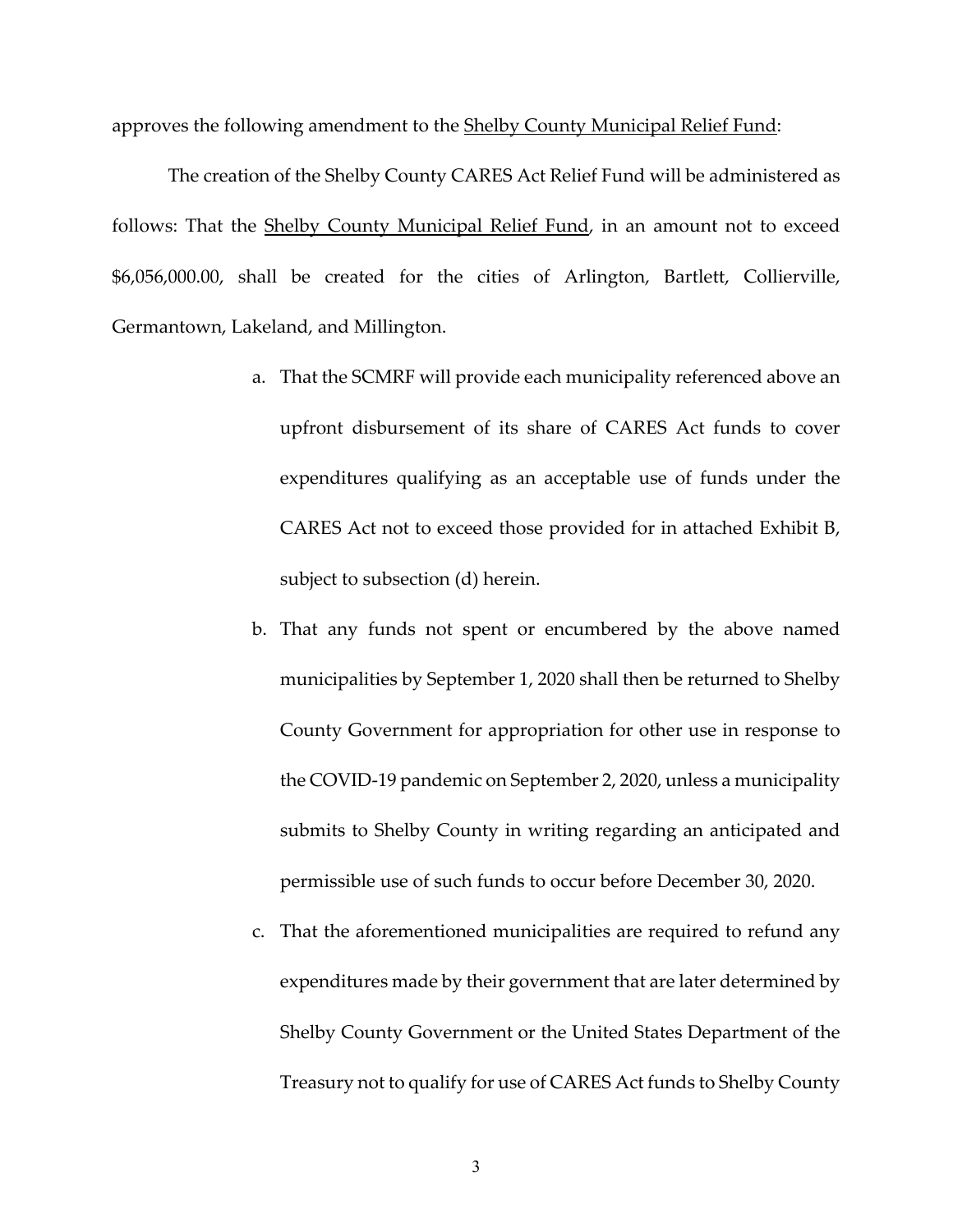approves the following amendment to the <u>Shelby County Municipal Relief Fund</u>:

The creation of the Shelby County CARES Act Relief Fund will be administered as follows: That the <u>Shelby County Municipal Relief Fund</u>, in an amount not to exceed $6,056,000.00, shall be created for the cities of Arlington, Bartlett, Collierville, Germantown, Lakeland, and Millington.

a. That the SCMRF will provide each municipality referenced above an upfront disbursement of its share of CARES Act funds to cover expenditures qualifying as an acceptable use of funds under the CARES Act not to exceed those provided for in attached Exhibit B, subject to subsection (d) herein.

b. That any funds not spent or encumbered by the above named municipalities by September 1, 2020 shall then be returned to Shelby County Government for appropriation for other use in response to the COVID-19 pandemic on September 2, 2020, unless a municipality submits to Shelby County in writing regarding an anticipated and permissible use of such funds to occur before December 30, 2020.

c. That the aforementioned municipalities are required to refund any expenditures made by their government that are later determined by Shelby County Government or the United States Department of the Treasury not to qualify for use of CARES Act funds to Shelby County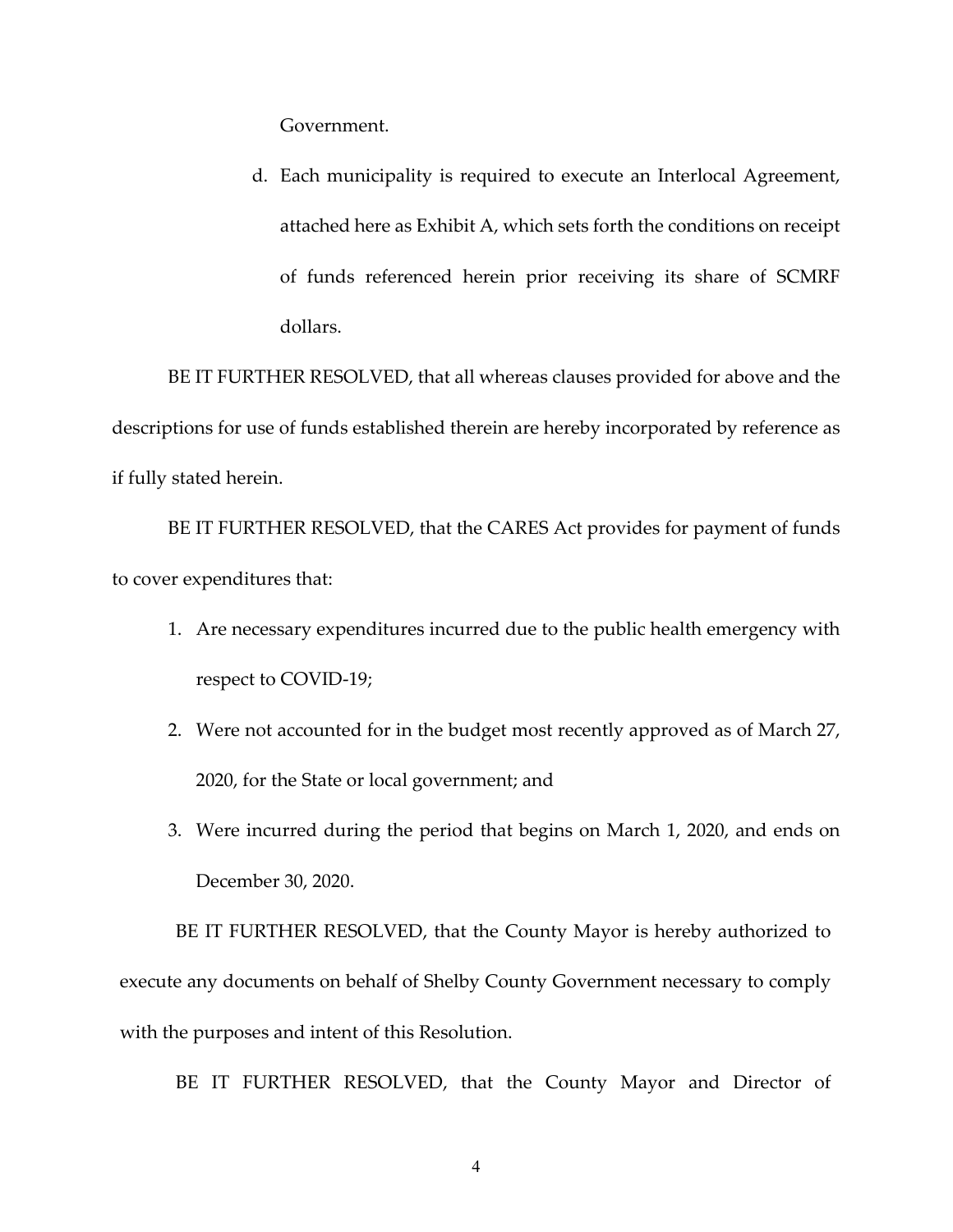Government.

d. Each municipality is required to execute an Interlocal Agreement, attached here as Exhibit A, which sets forth the conditions on receipt of funds referenced herein prior receiving its share of SCMRF dollars.

BE IT FURTHER RESOLVED, that all whereas clauses provided for above and the descriptions for use of funds established therein are hereby incorporated by reference as if fully stated herein.

BE IT FURTHER RESOLVED, that the CARES Act provides for payment of funds to cover expenditures that:

1. Are necessary expenditures incurred due to the public health emergency with respect to COVID-19;
2. Were not accounted for in the budget most recently approved as of March 27, 2020, for the State or local government; and
3. Were incurred during the period that begins on March 1, 2020, and ends on December 30, 2020.

BE IT FURTHER RESOLVED, that the County Mayor is hereby authorized to execute any documents on behalf of Shelby County Government necessary to comply with the purposes and intent of this Resolution.

BE IT FURTHER RESOLVED, that the County Mayor and Director of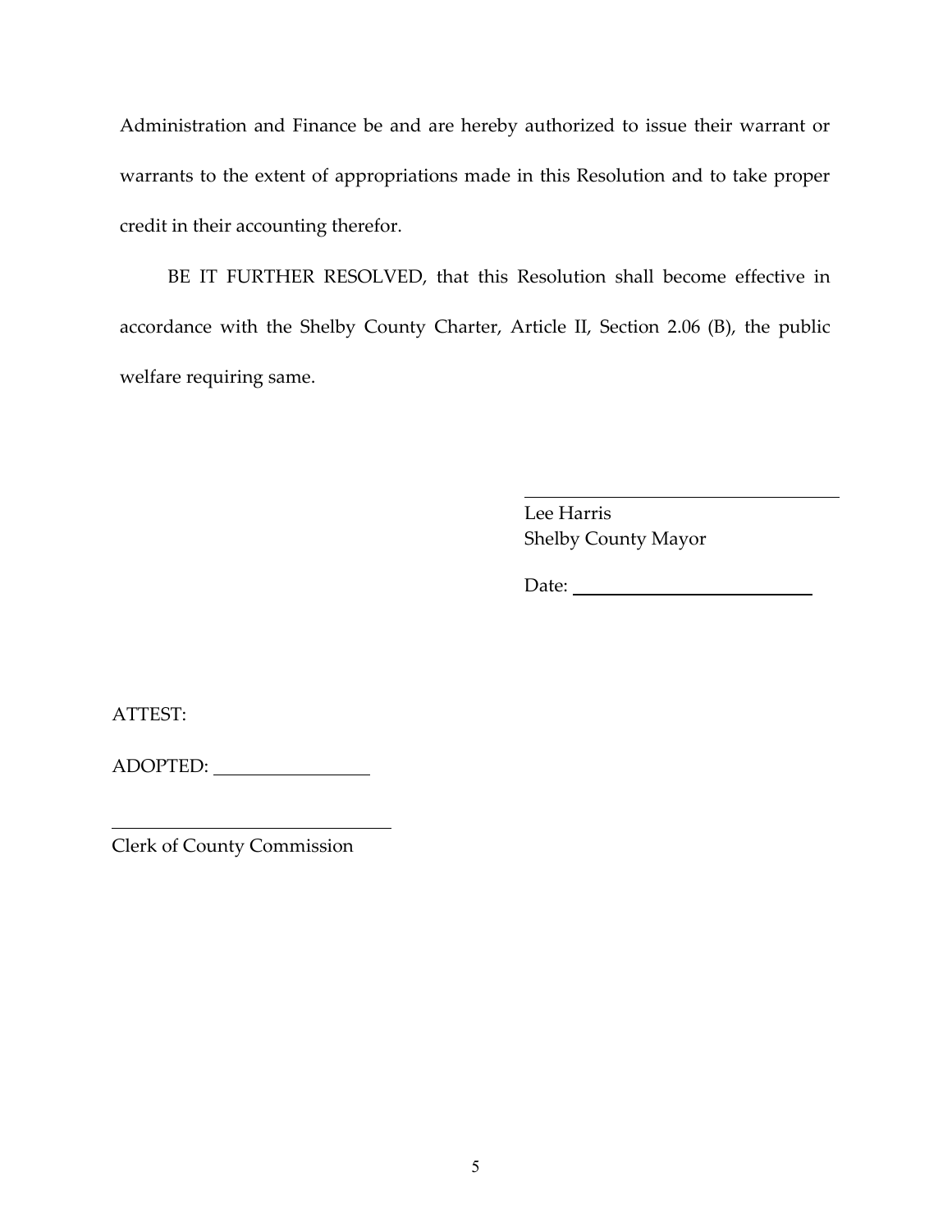Administration and Finance be and are hereby authorized to issue their warrant or warrants to the extent of appropriations made in this Resolution and to take proper credit in their accounting therefor.

BE IT FURTHER RESOLVED, that this Resolution shall become effective in accordance with the Shelby County Charter, Article II, Section 2.06 (B), the public welfare requiring same.

\_\_\_\_\_\_\_\_\_\_\_\_\_\_\_\_\_\_\_\_\_\_\_\_\_\_\_\_\_\_\_\_\_\_
Lee Harris
Shelby County Mayor

Date: \_\_\_\_\_\_\_\_\_\_\_\_\_\_\_\_\_\_\_\_\_\_\_\_

ATTEST:

ADOPTED: \_\_\_\_\_\_\_\_\_\_\_\_\_\_\_\_

\_\_\_\_\_\_\_\_\_\_\_\_\_\_\_\_\_\_\_\_\_\_\_\_\_\_\_\_\_\_
Clerk of County Commission